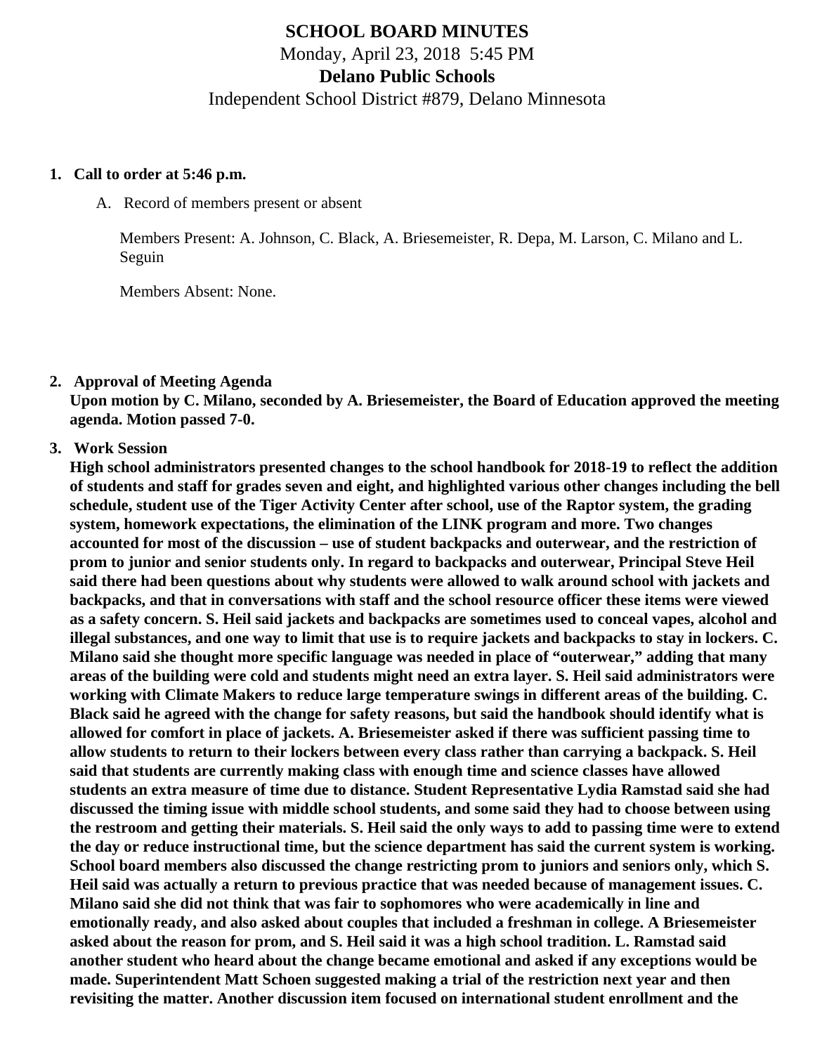# SCHOOL BOARD MINUTES

Monday, April 23, 2018 5:45 PM

**Delano Public Schools**

Independent School District #879, Delano Minnesota

1. **Call to order at 5:46 p.m.**

   A. Record of members present or absent

   Members Present: A. Johnson, C. Black, A. Briesemeister, R. Depa, M. Larson, C. Milano and L. Seguin

   Members Absent: None.

2. **Approval of Meeting Agenda**
   **Upon motion by C. Milano, seconded by A. Briesemeister, the Board of Education approved the meeting agenda. Motion passed 7-0.**

3. **Work Session**
   **High school administrators presented changes to the school handbook for 2018-19 to reflect the addition of students and staff for grades seven and eight, and highlighted various other changes including the bell schedule, student use of the Tiger Activity Center after school, use of the Raptor system, the grading system, homework expectations, the elimination of the LINK program and more. Two changes accounted for most of the discussion – use of student backpacks and outerwear, and the restriction of prom to junior and senior students only. In regard to backpacks and outerwear, Principal Steve Heil said there had been questions about why students were allowed to walk around school with jackets and backpacks, and that in conversations with staff and the school resource officer these items were viewed as a safety concern. S. Heil said jackets and backpacks are sometimes used to conceal vapes, alcohol and illegal substances, and one way to limit that use is to require jackets and backpacks to stay in lockers. C. Milano said she thought more specific language was needed in place of "outerwear," adding that many areas of the building were cold and students might need an extra layer. S. Heil said administrators were working with Climate Makers to reduce large temperature swings in different areas of the building. C. Black said he agreed with the change for safety reasons, but said the handbook should identify what is allowed for comfort in place of jackets. A. Briesemeister asked if there was sufficient passing time to allow students to return to their lockers between every class rather than carrying a backpack. S. Heil said that students are currently making class with enough time and science classes have allowed students an extra measure of time due to distance. Student Representative Lydia Ramstad said she had discussed the timing issue with middle school students, and some said they had to choose between using the restroom and getting their materials. S. Heil said the only ways to add to passing time were to extend the day or reduce instructional time, but the science department has said the current system is working. School board members also discussed the change restricting prom to juniors and seniors only, which S. Heil said was actually a return to previous practice that was needed because of management issues. C. Milano said she did not think that was fair to sophomores who were academically in line and emotionally ready, and also asked about couples that included a freshman in college. A Briesemeister asked about the reason for prom, and S. Heil said it was a high school tradition. L. Ramstad said another student who heard about the change became emotional and asked if any exceptions would be made. Superintendent Matt Schoen suggested making a trial of the restriction next year and then revisiting the matter. Another discussion item focused on international student enrollment and the**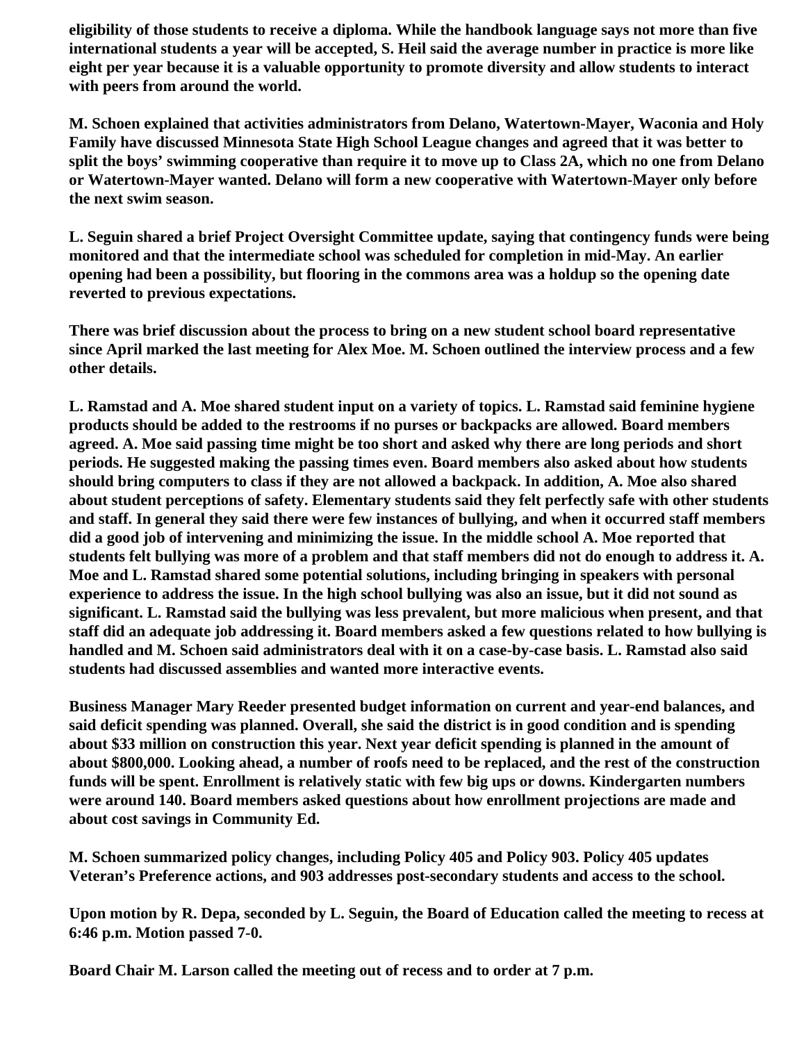**eligibility of those students to receive a diploma. While the handbook language says not more than five international students a year will be accepted, S. Heil said the average number in practice is more like eight per year because it is a valuable opportunity to promote diversity and allow students to interact with peers from around the world.**

**M. Schoen explained that activities administrators from Delano, Watertown-Mayer, Waconia and Holy Family have discussed Minnesota State High School League changes and agreed that it was better to split the boys' swimming cooperative than require it to move up to Class 2A, which no one from Delano or Watertown-Mayer wanted. Delano will form a new cooperative with Watertown-Mayer only before the next swim season.**

**L. Seguin shared a brief Project Oversight Committee update, saying that contingency funds were being monitored and that the intermediate school was scheduled for completion in mid-May. An earlier opening had been a possibility, but flooring in the commons area was a holdup so the opening date reverted to previous expectations.**

**There was brief discussion about the process to bring on a new student school board representative since April marked the last meeting for Alex Moe. M. Schoen outlined the interview process and a few other details.**

**L. Ramstad and A. Moe shared student input on a variety of topics. L. Ramstad said feminine hygiene products should be added to the restrooms if no purses or backpacks are allowed. Board members agreed. A. Moe said passing time might be too short and asked why there are long periods and short periods. He suggested making the passing times even. Board members also asked about how students should bring computers to class if they are not allowed a backpack. In addition, A. Moe also shared about student perceptions of safety. Elementary students said they felt perfectly safe with other students and staff. In general they said there were few instances of bullying, and when it occurred staff members did a good job of intervening and minimizing the issue. In the middle school A. Moe reported that students felt bullying was more of a problem and that staff members did not do enough to address it. A. Moe and L. Ramstad shared some potential solutions, including bringing in speakers with personal experience to address the issue. In the high school bullying was also an issue, but it did not sound as significant. L. Ramstad said the bullying was less prevalent, but more malicious when present, and that staff did an adequate job addressing it. Board members asked a few questions related to how bullying is handled and M. Schoen said administrators deal with it on a case-by-case basis. L. Ramstad also said students had discussed assemblies and wanted more interactive events.**

**Business Manager Mary Reeder presented budget information on current and year-end balances, and said deficit spending was planned. Overall, she said the district is in good condition and is spending about $33 million on construction this year. Next year deficit spending is planned in the amount of about $800,000. Looking ahead, a number of roofs need to be replaced, and the rest of the construction funds will be spent. Enrollment is relatively static with few big ups or downs. Kindergarten numbers were around 140. Board members asked questions about how enrollment projections are made and about cost savings in Community Ed.**

**M. Schoen summarized policy changes, including Policy 405 and Policy 903. Policy 405 updates Veteran's Preference actions, and 903 addresses post-secondary students and access to the school.**

**Upon motion by R. Depa, seconded by L. Seguin, the Board of Education called the meeting to recess at 6:46 p.m. Motion passed 7-0.**

**Board Chair M. Larson called the meeting out of recess and to order at 7 p.m.**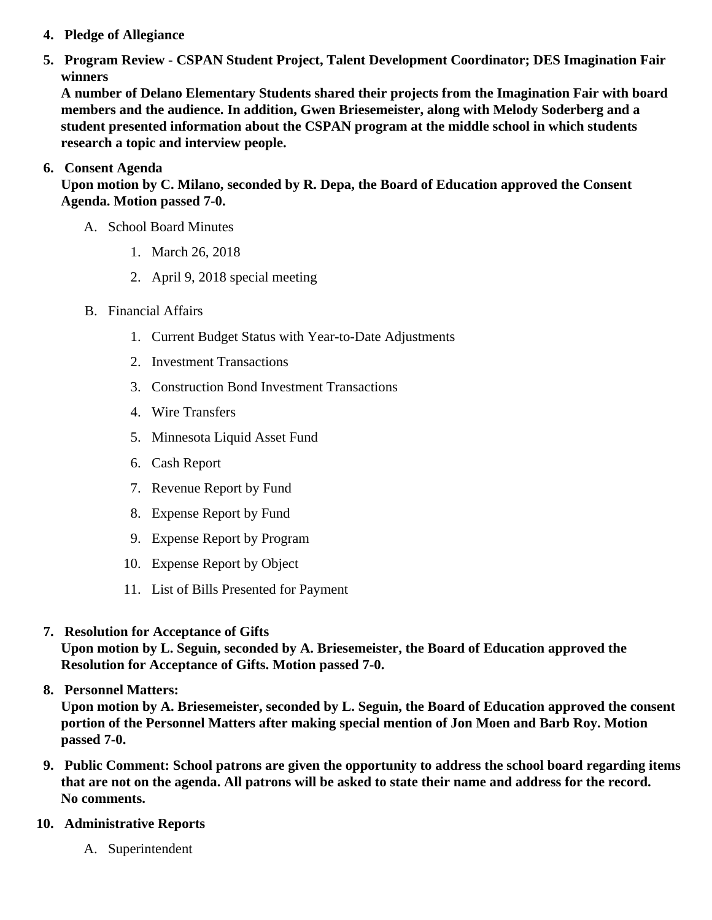4. **Pledge of Allegiance**

5. **Program Review - CSPAN Student Project, Talent Development Coordinator; DES Imagination Fair winners**
   **A number of Delano Elementary Students shared their projects from the Imagination Fair with board members and the audience. In addition, Gwen Briesemeister, along with Melody Soderberg and a student presented information about the CSPAN program at the middle school in which students research a topic and interview people.**

6. **Consent Agenda**
   **Upon motion by C. Milano, seconded by R. Depa, the Board of Education approved the Consent Agenda. Motion passed 7-0.**

   A. School Board Minutes

      1. March 26, 2018

      2. April 9, 2018 special meeting

   B. Financial Affairs

      1. Current Budget Status with Year-to-Date Adjustments

      2. Investment Transactions

      3. Construction Bond Investment Transactions

      4. Wire Transfers

      5. Minnesota Liquid Asset Fund

      6. Cash Report

      7. Revenue Report by Fund

      8. Expense Report by Fund

      9. Expense Report by Program

      10. Expense Report by Object

      11. List of Bills Presented for Payment

7. **Resolution for Acceptance of Gifts**
   **Upon motion by L. Seguin, seconded by A. Briesemeister, the Board of Education approved the Resolution for Acceptance of Gifts. Motion passed 7-0.**

8. **Personnel Matters:**
   **Upon motion by A. Briesemeister, seconded by L. Seguin, the Board of Education approved the consent portion of the Personnel Matters after making special mention of Jon Moen and Barb Roy. Motion passed 7-0.**

9. **Public Comment: School patrons are given the opportunity to address the school board regarding items that are not on the agenda. All patrons will be asked to state their name and address for the record.**
   **No comments.**

10. **Administrative Reports**

    A. Superintendent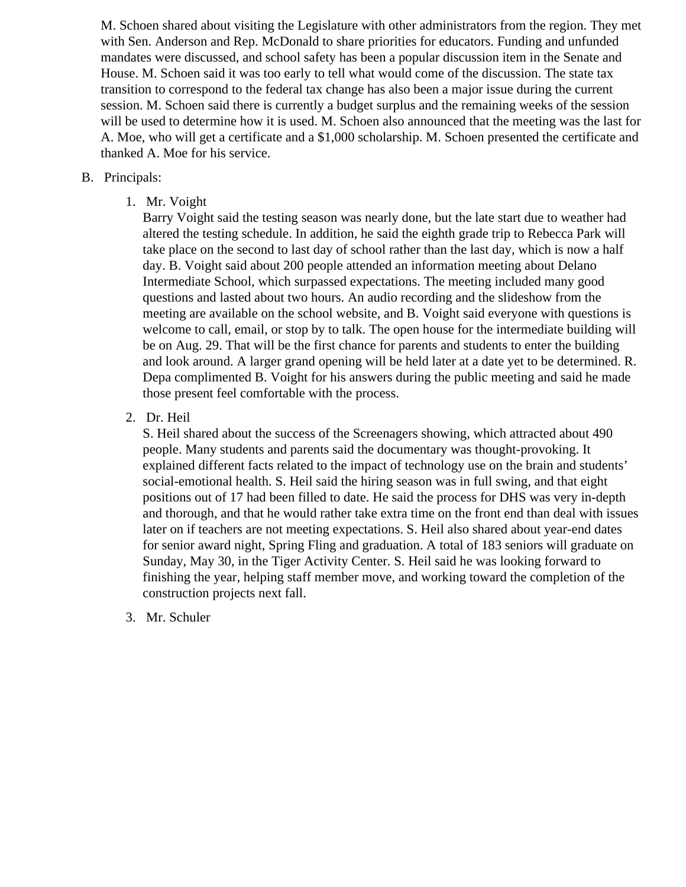M. Schoen shared about visiting the Legislature with other administrators from the region. They met with Sen. Anderson and Rep. McDonald to share priorities for educators. Funding and unfunded mandates were discussed, and school safety has been a popular discussion item in the Senate and House. M. Schoen said it was too early to tell what would come of the discussion. The state tax transition to correspond to the federal tax change has also been a major issue during the current session. M. Schoen said there is currently a budget surplus and the remaining weeks of the session will be used to determine how it is used. M. Schoen also announced that the meeting was the last for A. Moe, who will get a certificate and a $1,000 scholarship. M. Schoen presented the certificate and thanked A. Moe for his service.

B. Principals:

1. Mr. Voight
   Barry Voight said the testing season was nearly done, but the late start due to weather had altered the testing schedule. In addition, he said the eighth grade trip to Rebecca Park will take place on the second to last day of school rather than the last day, which is now a half day. B. Voight said about 200 people attended an information meeting about Delano Intermediate School, which surpassed expectations. The meeting included many good questions and lasted about two hours. An audio recording and the slideshow from the meeting are available on the school website, and B. Voight said everyone with questions is welcome to call, email, or stop by to talk. The open house for the intermediate building will be on Aug. 29. That will be the first chance for parents and students to enter the building and look around. A larger grand opening will be held later at a date yet to be determined. R. Depa complimented B. Voight for his answers during the public meeting and said he made those present feel comfortable with the process.

2. Dr. Heil
   S. Heil shared about the success of the Screenagers showing, which attracted about 490 people. Many students and parents said the documentary was thought-provoking. It explained different facts related to the impact of technology use on the brain and students' social-emotional health. S. Heil said the hiring season was in full swing, and that eight positions out of 17 had been filled to date. He said the process for DHS was very in-depth and thorough, and that he would rather take extra time on the front end than deal with issues later on if teachers are not meeting expectations. S. Heil also shared about year-end dates for senior award night, Spring Fling and graduation. A total of 183 seniors will graduate on Sunday, May 30, in the Tiger Activity Center. S. Heil said he was looking forward to finishing the year, helping staff member move, and working toward the completion of the construction projects next fall.

3. Mr. Schuler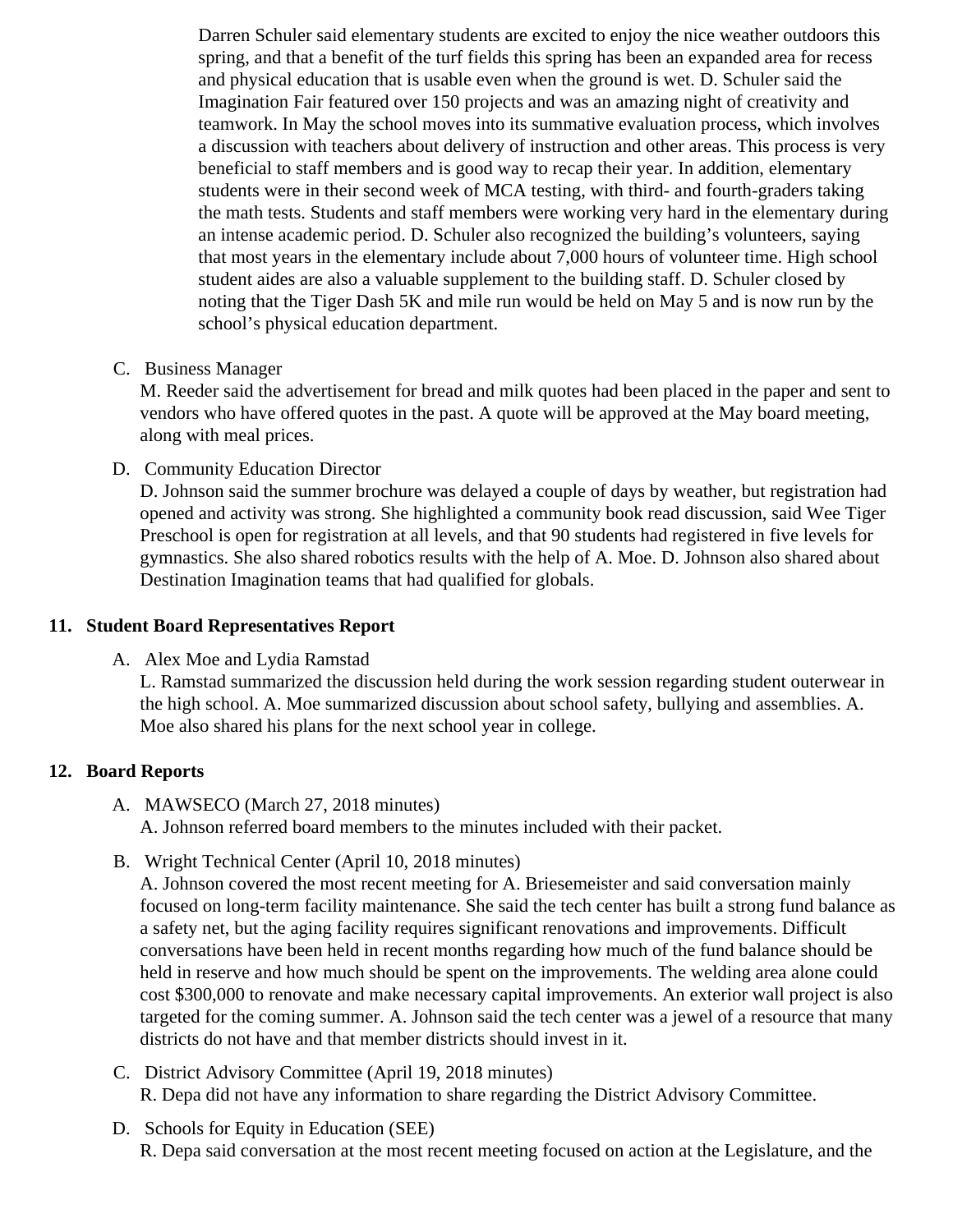Darren Schuler said elementary students are excited to enjoy the nice weather outdoors this spring, and that a benefit of the turf fields this spring has been an expanded area for recess and physical education that is usable even when the ground is wet. D. Schuler said the Imagination Fair featured over 150 projects and was an amazing night of creativity and teamwork. In May the school moves into its summative evaluation process, which involves a discussion with teachers about delivery of instruction and other areas. This process is very beneficial to staff members and is good way to recap their year. In addition, elementary students were in their second week of MCA testing, with third- and fourth-graders taking the math tests. Students and staff members were working very hard in the elementary during an intense academic period. D. Schuler also recognized the building's volunteers, saying that most years in the elementary include about 7,000 hours of volunteer time. High school student aides are also a valuable supplement to the building staff. D. Schuler closed by noting that the Tiger Dash 5K and mile run would be held on May 5 and is now run by the school's physical education department.

C. Business Manager
M. Reeder said the advertisement for bread and milk quotes had been placed in the paper and sent to vendors who have offered quotes in the past. A quote will be approved at the May board meeting, along with meal prices.

D. Community Education Director
D. Johnson said the summer brochure was delayed a couple of days by weather, but registration had opened and activity was strong. She highlighted a community book read discussion, said Wee Tiger Preschool is open for registration at all levels, and that 90 students had registered in five levels for gymnastics. She also shared robotics results with the help of A. Moe. D. Johnson also shared about Destination Imagination teams that had qualified for globals.

## 11. Student Board Representatives Report

A. Alex Moe and Lydia Ramstad
L. Ramstad summarized the discussion held during the work session regarding student outerwear in the high school. A. Moe summarized discussion about school safety, bullying and assemblies. A. Moe also shared his plans for the next school year in college.

## 12. Board Reports

A. MAWSECO (March 27, 2018 minutes)
A. Johnson referred board members to the minutes included with their packet.

B. Wright Technical Center (April 10, 2018 minutes)
A. Johnson covered the most recent meeting for A. Briesemeister and said conversation mainly focused on long-term facility maintenance. She said the tech center has built a strong fund balance as a safety net, but the aging facility requires significant renovations and improvements. Difficult conversations have been held in recent months regarding how much of the fund balance should be held in reserve and how much should be spent on the improvements. The welding area alone could cost $300,000 to renovate and make necessary capital improvements. An exterior wall project is also targeted for the coming summer. A. Johnson said the tech center was a jewel of a resource that many districts do not have and that member districts should invest in it.

C. District Advisory Committee (April 19, 2018 minutes)
R. Depa did not have any information to share regarding the District Advisory Committee.

D. Schools for Equity in Education (SEE)
R. Depa said conversation at the most recent meeting focused on action at the Legislature, and the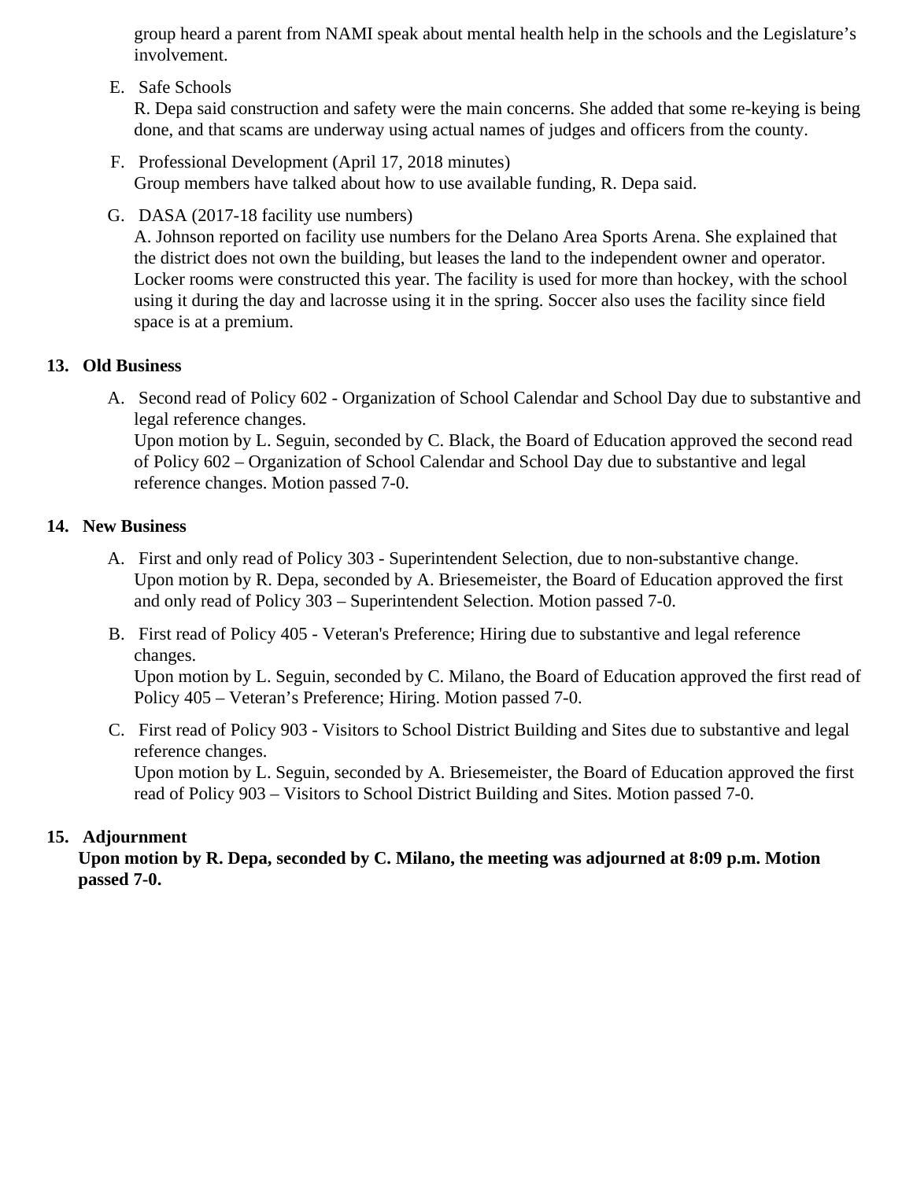group heard a parent from NAMI speak about mental health help in the schools and the Legislature's involvement.

E. Safe Schools
R. Depa said construction and safety were the main concerns. She added that some re-keying is being done, and that scams are underway using actual names of judges and officers from the county.

F. Professional Development (April 17, 2018 minutes)
Group members have talked about how to use available funding, R. Depa said.

G. DASA (2017-18 facility use numbers)
A. Johnson reported on facility use numbers for the Delano Area Sports Arena. She explained that the district does not own the building, but leases the land to the independent owner and operator. Locker rooms were constructed this year. The facility is used for more than hockey, with the school using it during the day and lacrosse using it in the spring. Soccer also uses the facility since field space is at a premium.

## 13. Old Business

A. Second read of Policy 602 - Organization of School Calendar and School Day due to substantive and legal reference changes.
Upon motion by L. Seguin, seconded by C. Black, the Board of Education approved the second read of Policy 602 – Organization of School Calendar and School Day due to substantive and legal reference changes. Motion passed 7-0.

## 14. New Business

A. First and only read of Policy 303 - Superintendent Selection, due to non-substantive change.
Upon motion by R. Depa, seconded by A. Briesemeister, the Board of Education approved the first and only read of Policy 303 – Superintendent Selection. Motion passed 7-0.

B. First read of Policy 405 - Veteran's Preference; Hiring due to substantive and legal reference changes.
Upon motion by L. Seguin, seconded by C. Milano, the Board of Education approved the first read of Policy 405 – Veteran's Preference; Hiring. Motion passed 7-0.

C. First read of Policy 903 - Visitors to School District Building and Sites due to substantive and legal reference changes.
Upon motion by L. Seguin, seconded by A. Briesemeister, the Board of Education approved the first read of Policy 903 – Visitors to School District Building and Sites. Motion passed 7-0.

## 15. Adjournment

**Upon motion by R. Depa, seconded by C. Milano, the meeting was adjourned at 8:09 p.m. Motion passed 7-0.**